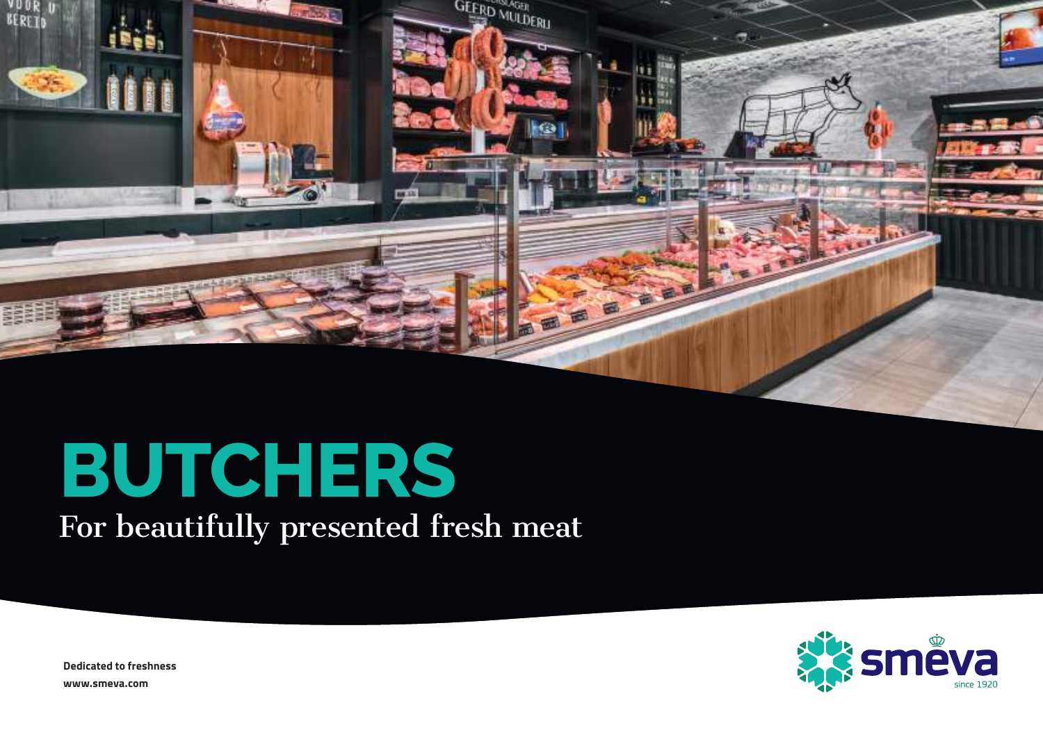# BUTCHERS

For beautifully presented fresh meat

**Dedicated to freshness**

**www.smeva.com**

smeva since 1920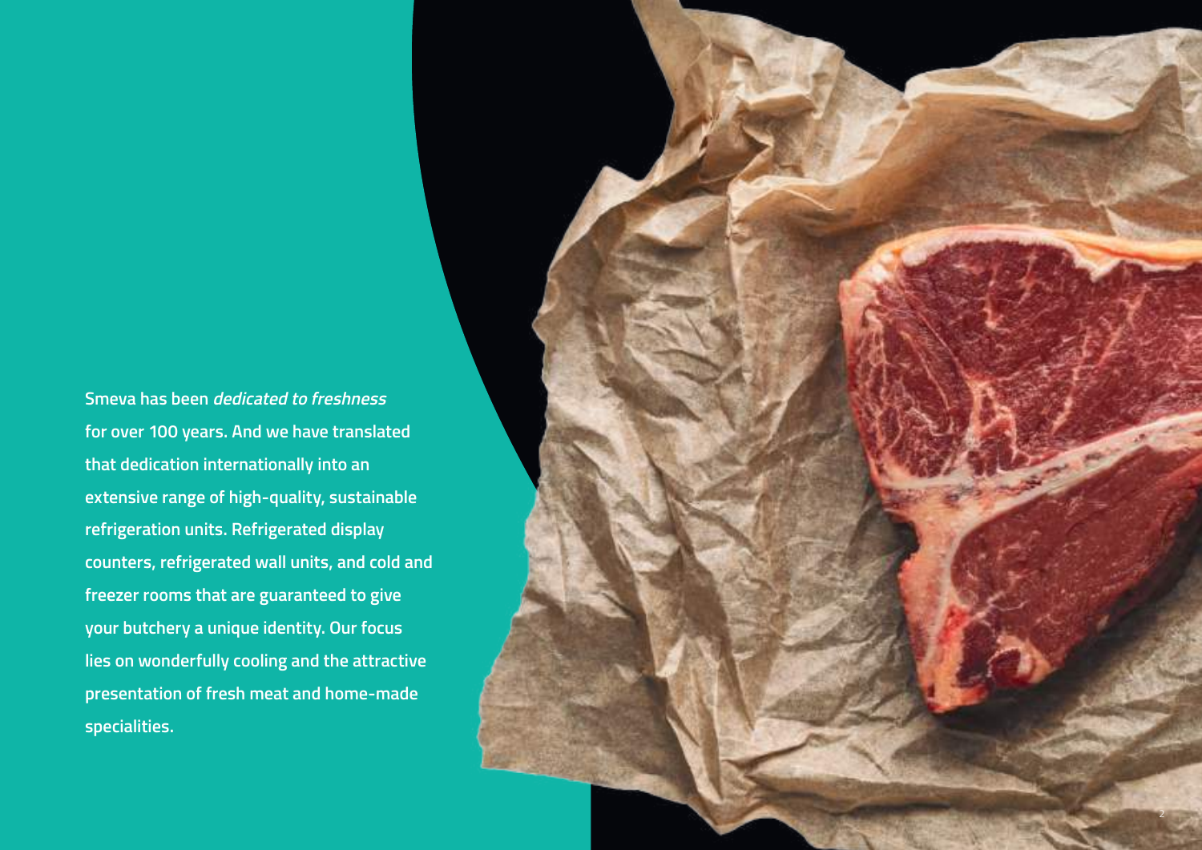**Smeva has been *dedicated to freshness* for over 100 years. And we have translated that dedication internationally into an extensive range of high-quality, sustainable refrigeration units. Refrigerated display counters, refrigerated wall units, and cold and freezer rooms that are guaranteed to give your butchery a unique identity. Our focus lies on wonderfully cooling and the attractive presentation of fresh meat and home-made specialities.**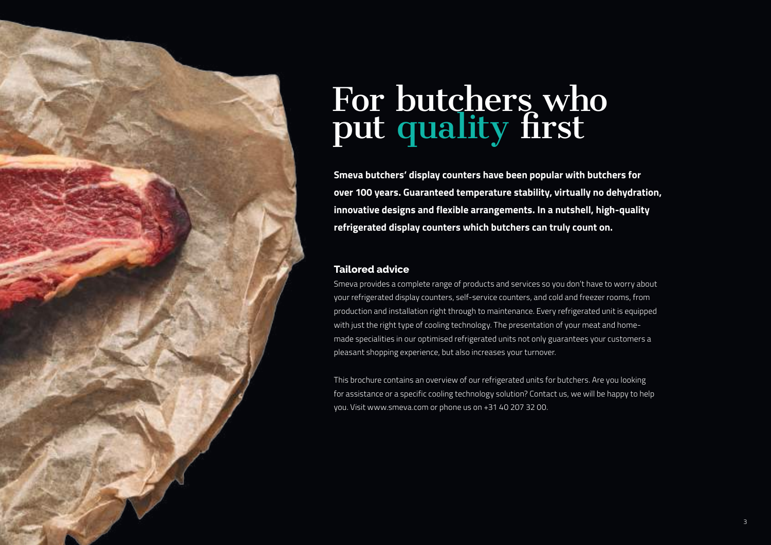# For butchers who put quality first

**Smeva butchers' display counters have been popular with butchers for over 100 years. Guaranteed temperature stability, virtually no dehydration, innovative designs and flexible arrangements. In a nutshell, high-quality refrigerated display counters which butchers can truly count on.**

## Tailored advice

Smeva provides a complete range of products and services so you don't have to worry about your refrigerated display counters, self-service counters, and cold and freezer rooms, from production and installation right through to maintenance. Every refrigerated unit is equipped with just the right type of cooling technology. The presentation of your meat and home-made specialities in our optimised refrigerated units not only guarantees your customers a pleasant shopping experience, but also increases your turnover.

This brochure contains an overview of our refrigerated units for butchers. Are you looking for assistance or a specific cooling technology solution? Contact us, we will be happy to help you. Visit www.smeva.com or phone us on +31 40 207 32 00.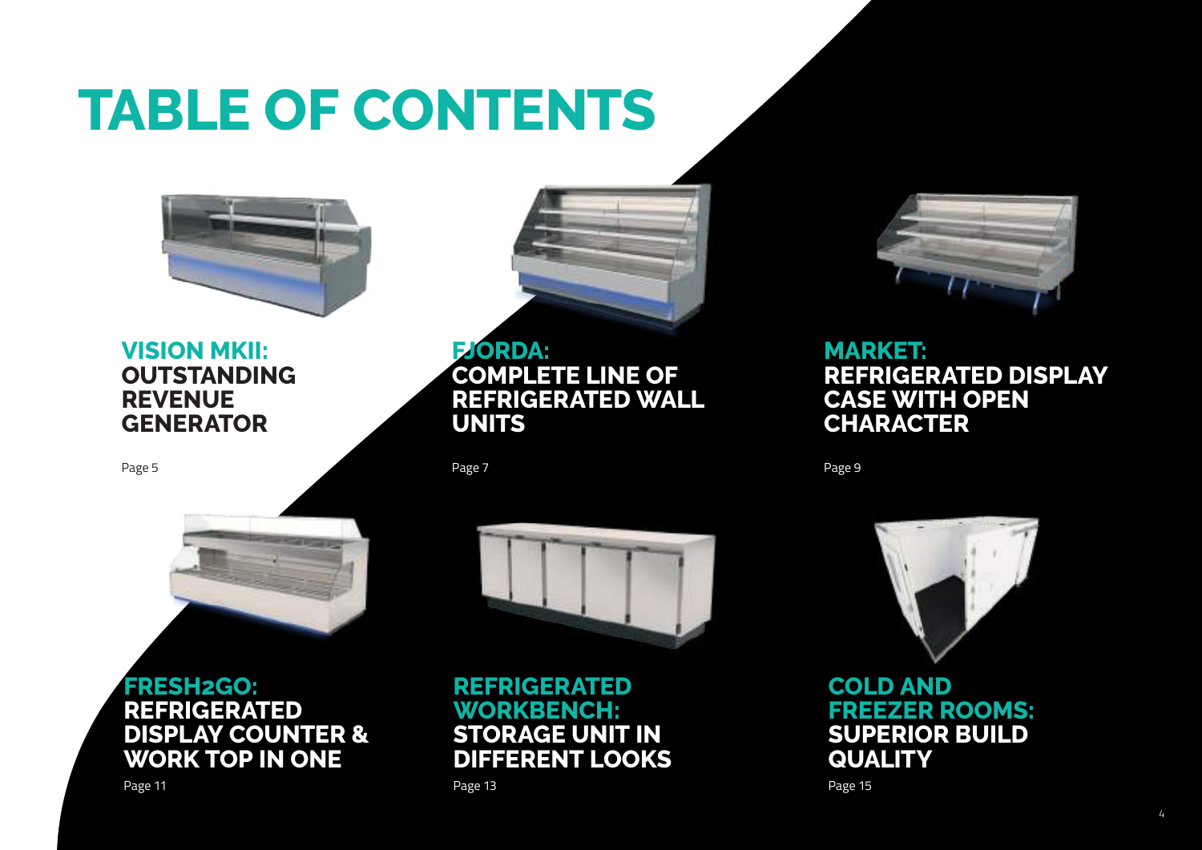# TABLE OF CONTENTS

**VISION MKII:**
**OUTSTANDING REVENUE GENERATOR**

Page 5

**FJORDA:**
**COMPLETE LINE OF REFRIGERATED WALL UNITS**

Page 7

**MARKET:**
**REFRIGERATED DISPLAY CASE WITH OPEN CHARACTER**

Page 9

**FRESH2GO:**
**REFRIGERATED DISPLAY COUNTER & WORK TOP IN ONE**

Page 11

**REFRIGERATED WORKBENCH:**
**STORAGE UNIT IN DIFFERENT LOOKS**

Page 13

**COLD AND FREEZER ROOMS:**
**SUPERIOR BUILD QUALITY**

Page 15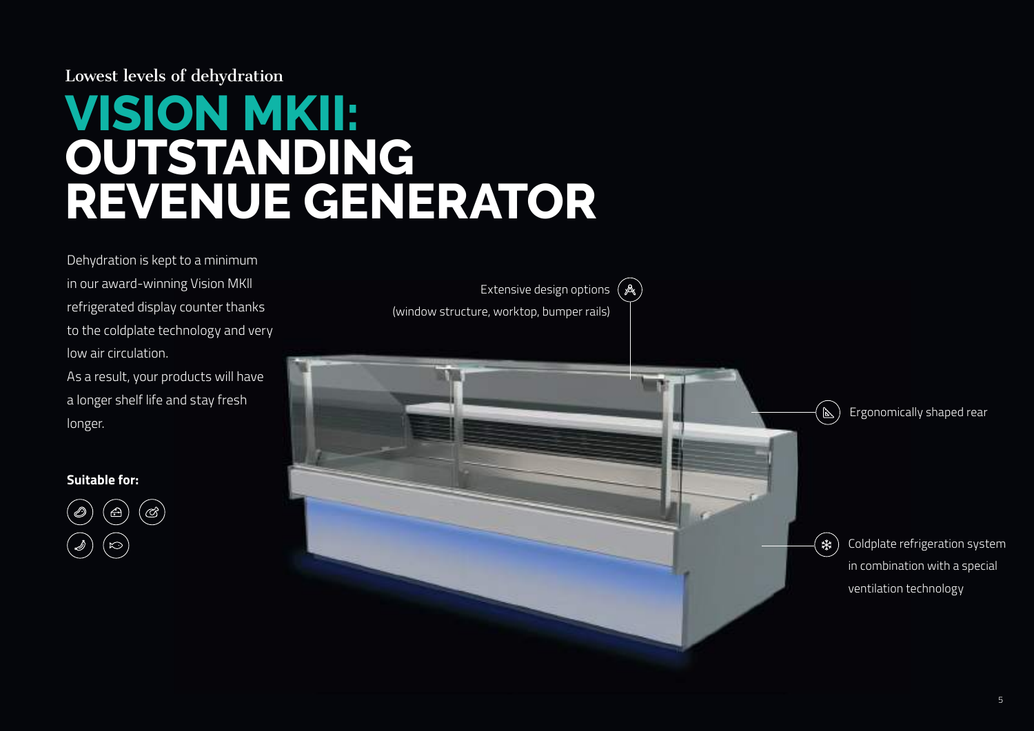Lowest levels of dehydration

# VISION MKII: OUTSTANDING REVENUE GENERATOR

Dehydration is kept to a minimum in our award-winning Vision MKII refrigerated display counter thanks to the coldplate technology and very low air circulation.
As a result, your products will have a longer shelf life and stay fresh longer.

**Suitable for:**

Extensive design options (window structure, worktop, bumper rails)

Ergonomically shaped rear

Coldplate refrigeration system in combination with a special ventilation technology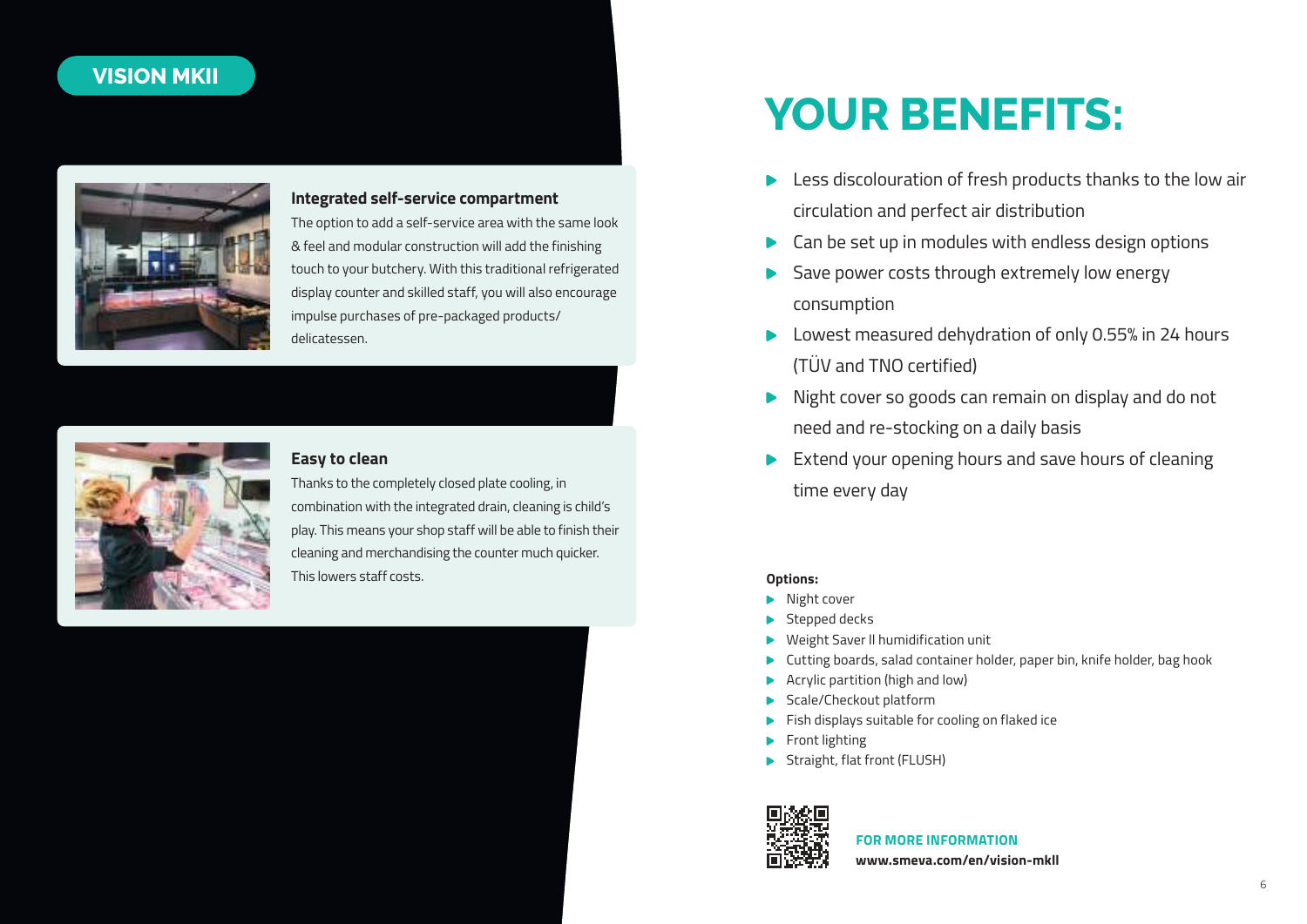VISION MKII

### Integrated self-service compartment

The option to add a self-service area with the same look & feel and modular construction will add the finishing touch to your butchery. With this traditional refrigerated display counter and skilled staff, you will also encourage impulse purchases of pre-packaged products/ delicatessen.

### Easy to clean

Thanks to the completely closed plate cooling, in combination with the integrated drain, cleaning is child's play. This means your shop staff will be able to finish their cleaning and merchandising the counter much quicker. This lowers staff costs.

# YOUR BENEFITS:

- Less discolouration of fresh products thanks to the low air circulation and perfect air distribution
- Can be set up in modules with endless design options
- Save power costs through extremely low energy consumption
- Lowest measured dehydration of only 0.55% in 24 hours (TÜV and TNO certified)
- Night cover so goods can remain on display and do not need and re-stocking on a daily basis
- Extend your opening hours and save hours of cleaning time every day

**Options:**

- Night cover
- Stepped decks
- Weight Saver II humidification unit
- Cutting boards, salad container holder, paper bin, knife holder, bag hook
- Acrylic partition (high and low)
- Scale/Checkout platform
- Fish displays suitable for cooling on flaked ice
- Front lighting
- Straight, flat front (FLUSH)

**FOR MORE INFORMATION**
**www.smeva.com/en/vision-mkII**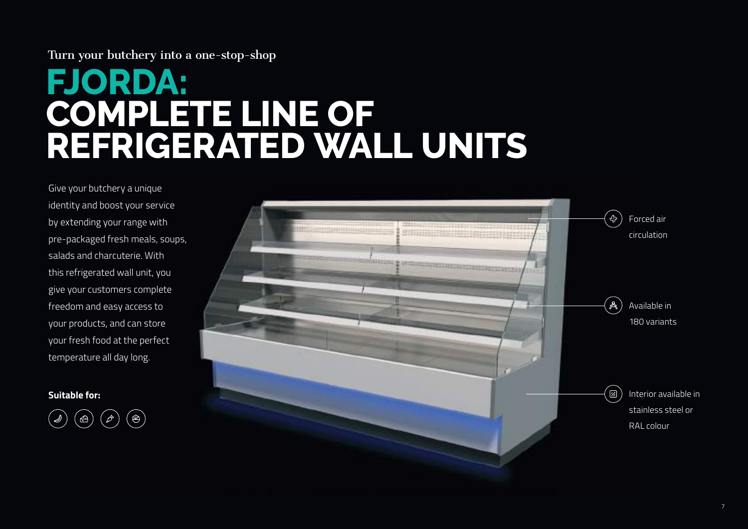Turn your butchery into a one-stop-shop

# FJORDA: COMPLETE LINE OF REFRIGERATED WALL UNITS

Give your butchery a unique identity and boost your service by extending your range with pre-packaged fresh meals, soups, salads and charcuterie. With this refrigerated wall unit, you give your customers complete freedom and easy access to your products, and can store your fresh food at the perfect temperature all day long.

**Suitable for:**

- Forced air circulation
- Available in 180 variants
- Interior available in stainless steel or RAL colour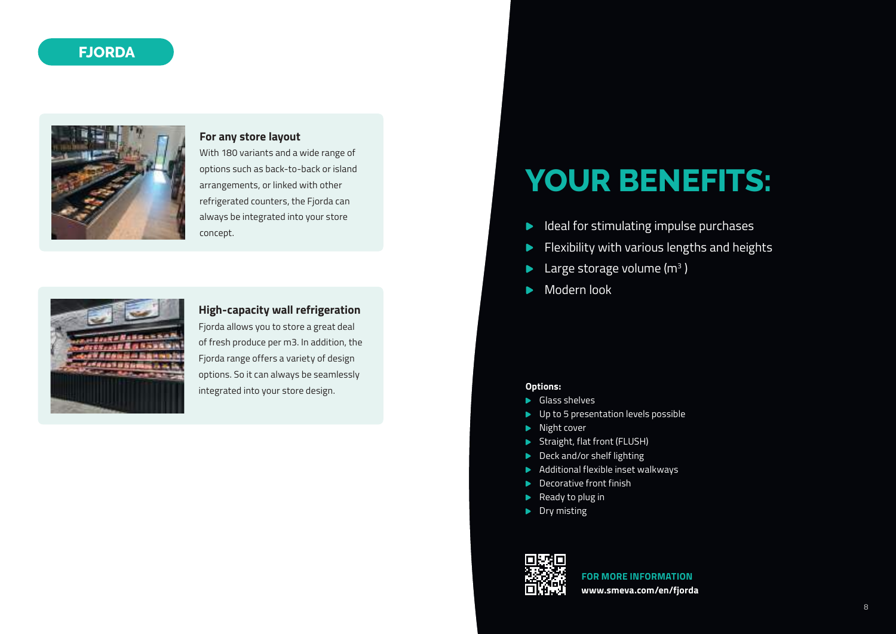# FJORDA

### For any store layout

With 180 variants and a wide range of options such as back-to-back or island arrangements, or linked with other refrigerated counters, the Fjorda can always be integrated into your store concept.

### High-capacity wall refrigeration

Fjorda allows you to store a great deal of fresh produce per m3. In addition, the Fjorda range offers a variety of design options. So it can always be seamlessly integrated into your store design.

## YOUR BENEFITS:

- Ideal for stimulating impulse purchases
- Flexibility with various lengths and heights
- Large storage volume ($m^3$ )
- Modern look

**Options:**

- Glass shelves
- Up to 5 presentation levels possible
- Night cover
- Straight, flat front (FLUSH)
- Deck and/or shelf lighting
- Additional flexible inset walkways
- Decorative front finish
- Ready to plug in
- Dry misting

**FOR MORE INFORMATION**
**www.smeva.com/en/fjorda**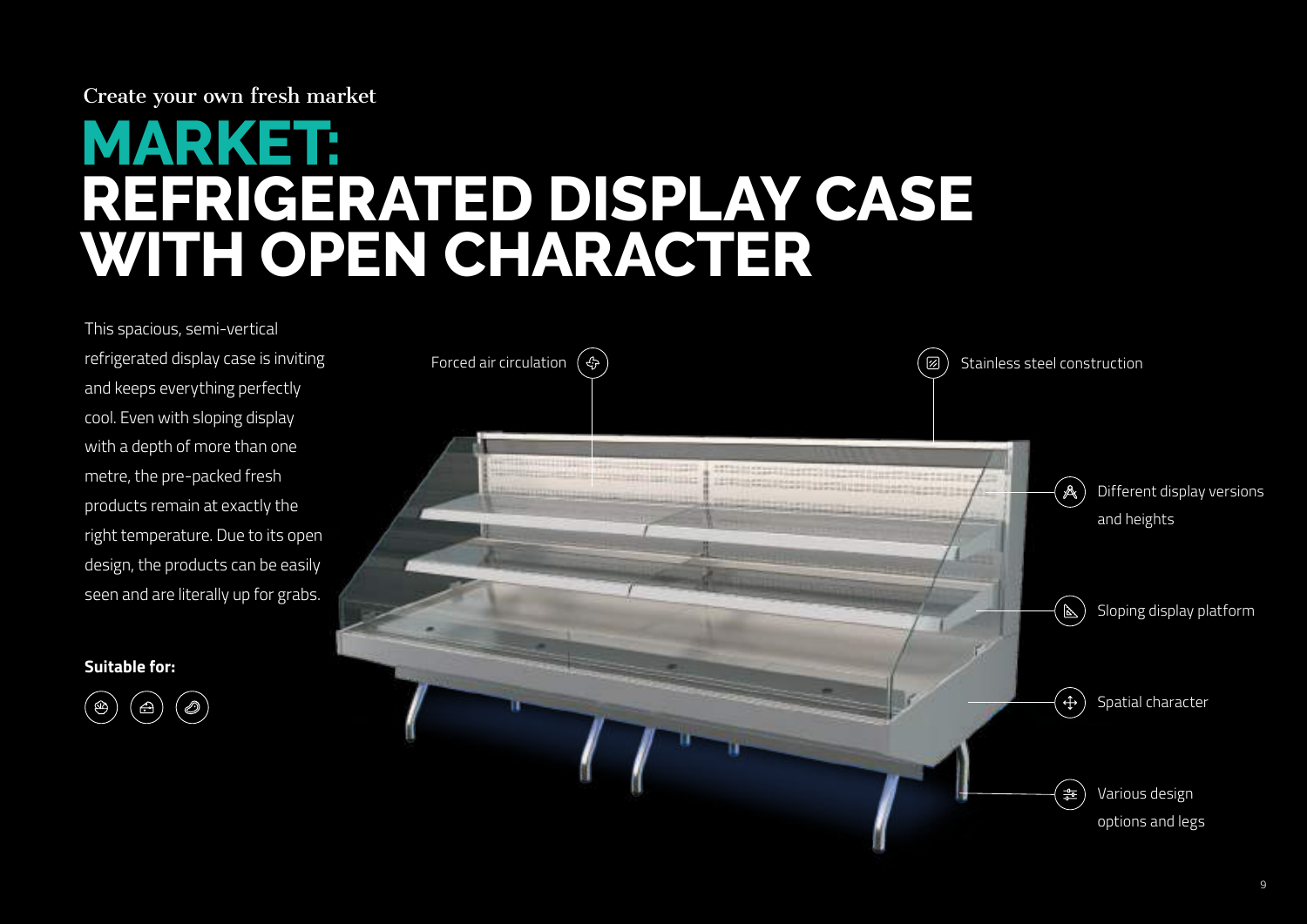Create your own fresh market

# MARKET: REFRIGERATED DISPLAY CASE WITH OPEN CHARACTER

This spacious, semi-vertical refrigerated display case is inviting and keeps everything perfectly cool. Even with sloping display with a depth of more than one metre, the pre-packed fresh products remain at exactly the right temperature. Due to its open design, the products can be easily seen and are literally up for grabs.

**Suitable for:**

- Forced air circulation
- Stainless steel construction
- Different display versions and heights
- Sloping display platform
- Spatial character
- Various design options and legs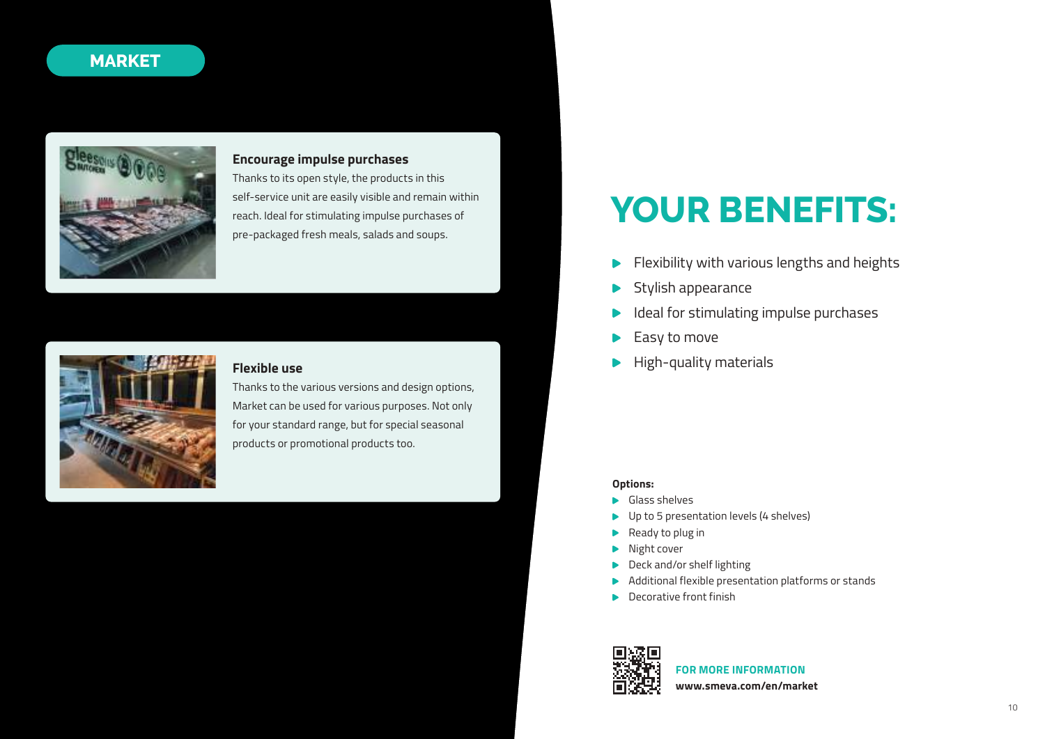# MARKET

### Encourage impulse purchases

Thanks to its open style, the products in this self-service unit are easily visible and remain within reach. Ideal for stimulating impulse purchases of pre-packaged fresh meals, salads and soups.

### Flexible use

Thanks to the various versions and design options, Market can be used for various purposes. Not only for your standard range, but for special seasonal products or promotional products too.

## YOUR BENEFITS:

- Flexibility with various lengths and heights
- Stylish appearance
- Ideal for stimulating impulse purchases
- Easy to move
- High-quality materials

**Options:**

- Glass shelves
- Up to 5 presentation levels (4 shelves)
- Ready to plug in
- Night cover
- Deck and/or shelf lighting
- Additional flexible presentation platforms or stands
- Decorative front finish

**FOR MORE INFORMATION**
**www.smeva.com/en/market**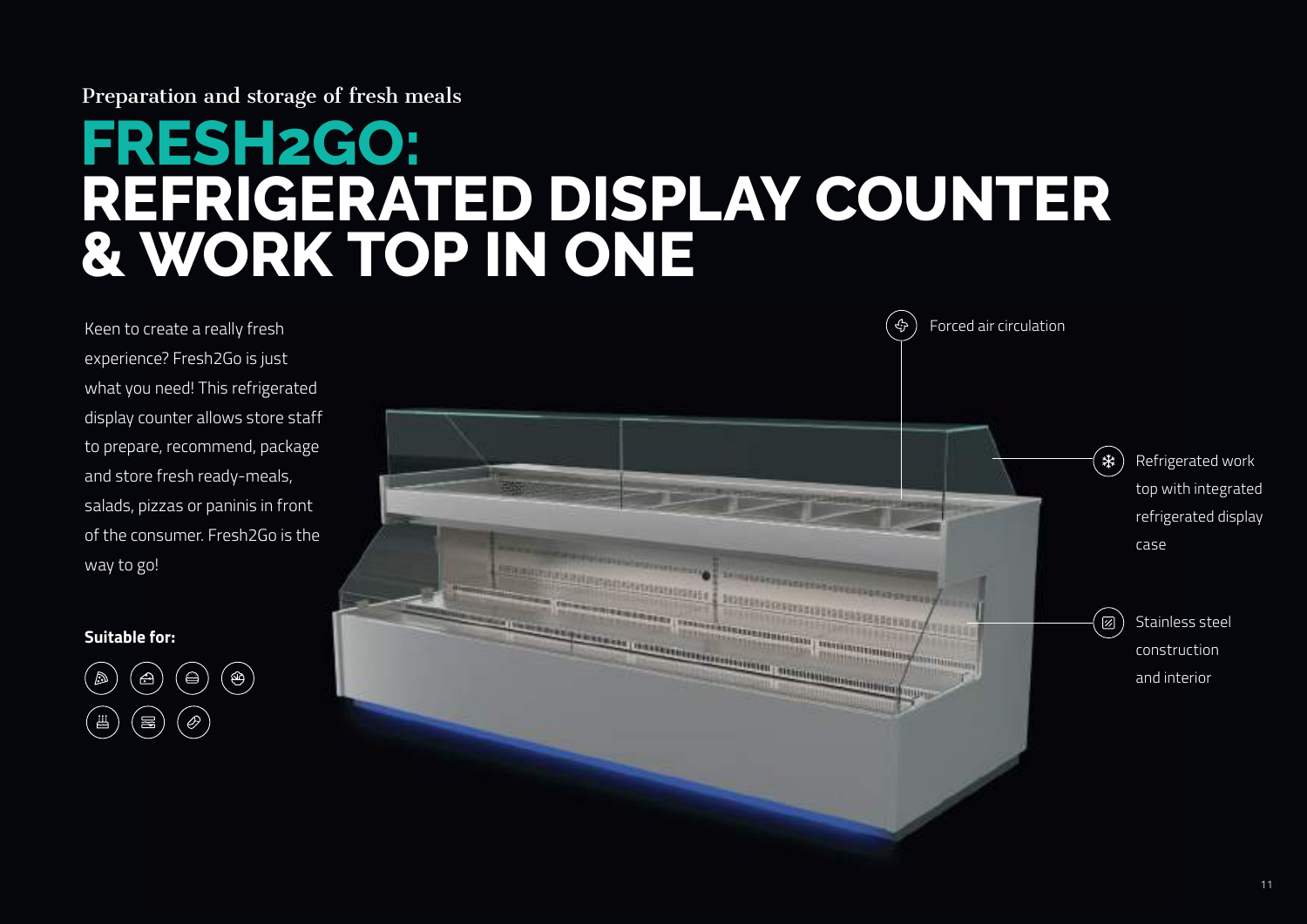Preparation and storage of fresh meals

# FRESH2GO: REFRIGERATED DISPLAY COUNTER & WORK TOP IN ONE

Keen to create a really fresh experience? Fresh2Go is just what you need! This refrigerated display counter allows store staff to prepare, recommend, package and store fresh ready-meals, salads, pizzas or paninis in front of the consumer. Fresh2Go is the way to go!

**Suitable for:**

Forced air circulation

Refrigerated work top with integrated refrigerated display case

Stainless steel construction and interior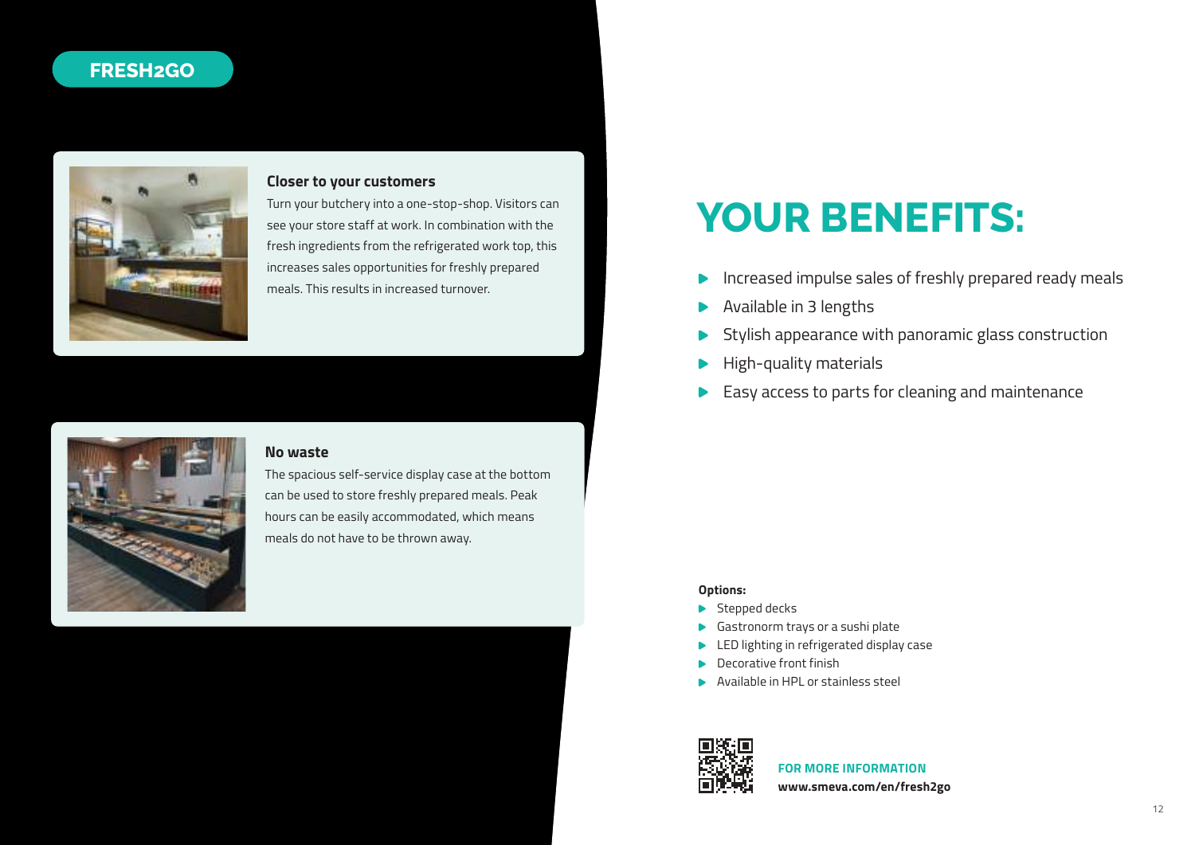FRESH2GO

### Closer to your customers

Turn your butchery into a one-stop-shop. Visitors can see your store staff at work. In combination with the fresh ingredients from the refrigerated work top, this increases sales opportunities for freshly prepared meals. This results in increased turnover.

### No waste

The spacious self-service display case at the bottom can be used to store freshly prepared meals. Peak hours can be easily accommodated, which means meals do not have to be thrown away.

# YOUR BENEFITS:

- Increased impulse sales of freshly prepared ready meals
- Available in 3 lengths
- Stylish appearance with panoramic glass construction
- High-quality materials
- Easy access to parts for cleaning and maintenance

**Options:**

- Stepped decks
- Gastronorm trays or a sushi plate
- LED lighting in refrigerated display case
- Decorative front finish
- Available in HPL or stainless steel

**FOR MORE INFORMATION**
**www.smeva.com/en/fresh2go**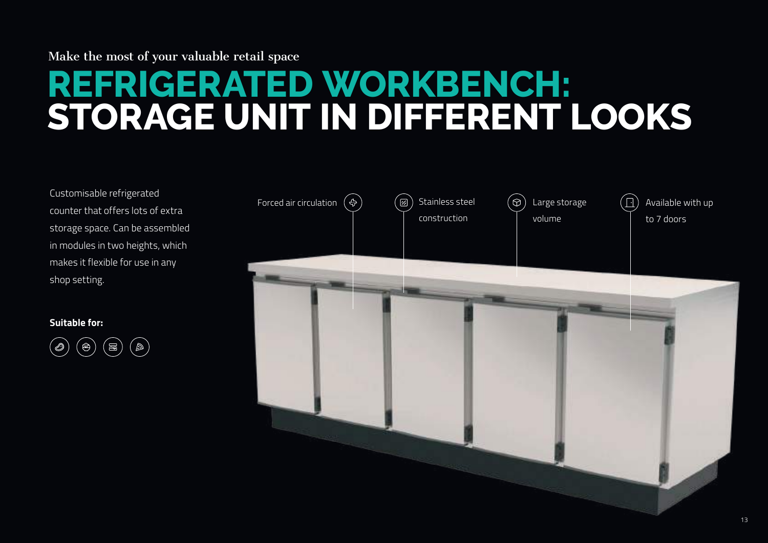Make the most of your valuable retail space

# REFRIGERATED WORKBENCH: STORAGE UNIT IN DIFFERENT LOOKS

Customisable refrigerated counter that offers lots of extra storage space. Can be assembled in modules in two heights, which makes it flexible for use in any shop setting.

**Suitable for:**

- Forced air circulation
- Stainless steel construction
- Large storage volume
- Available with up to 7 doors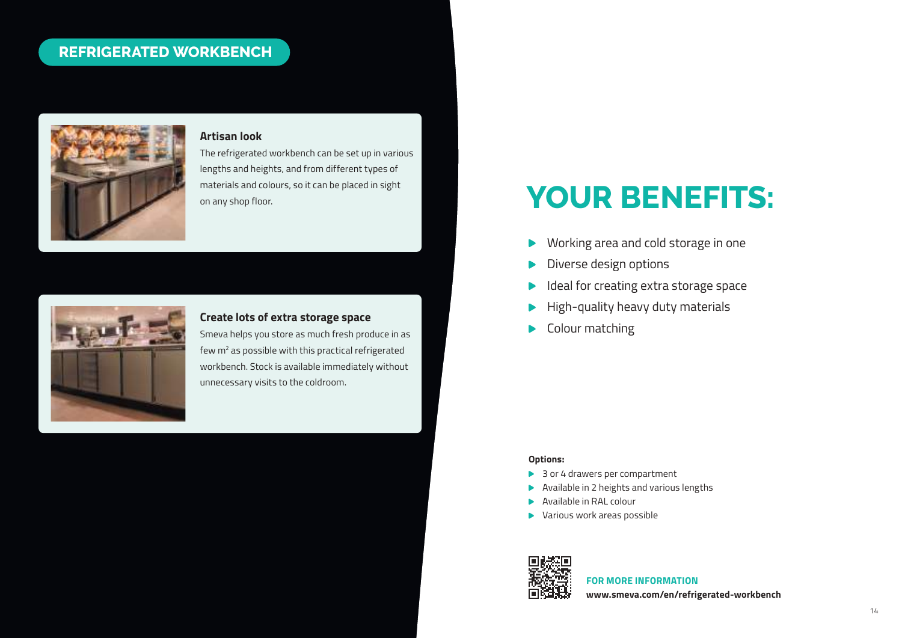## REFRIGERATED WORKBENCH

### Artisan look

The refrigerated workbench can be set up in various lengths and heights, and from different types of materials and colours, so it can be placed in sight on any shop floor.

### Create lots of extra storage space

Smeva helps you store as much fresh produce in as few $m^2$ as possible with this practical refrigerated workbench. Stock is available immediately without unnecessary visits to the coldroom.

# YOUR BENEFITS:

- Working area and cold storage in one
- Diverse design options
- Ideal for creating extra storage space
- High-quality heavy duty materials
- Colour matching

**Options:**

- 3 or 4 drawers per compartment
- Available in 2 heights and various lengths
- Available in RAL colour
- Various work areas possible

**FOR MORE INFORMATION**
**www.smeva.com/en/refrigerated-workbench**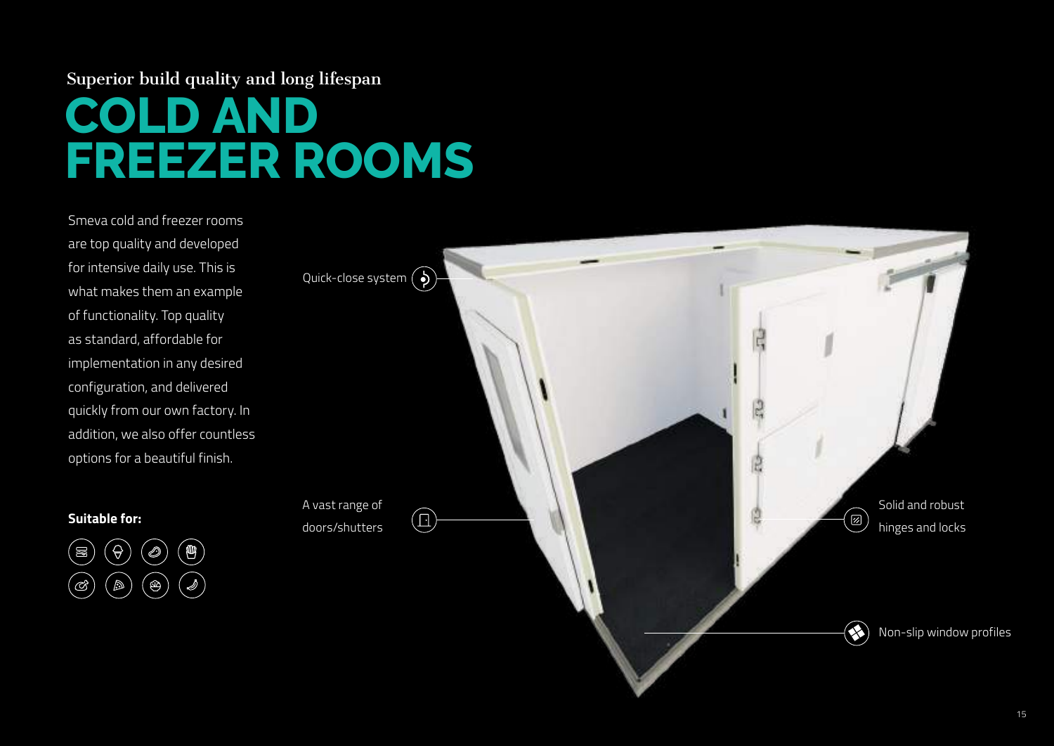Superior build quality and long lifespan

# COLD AND FREEZER ROOMS

Smeva cold and freezer rooms are top quality and developed for intensive daily use. This is what makes them an example of functionality. Top quality as standard, affordable for implementation in any desired configuration, and delivered quickly from our own factory. In addition, we also offer countless options for a beautiful finish.

**Suitable for:**

Quick-close system

A vast range of doors/shutters

Solid and robust hinges and locks

Non-slip window profiles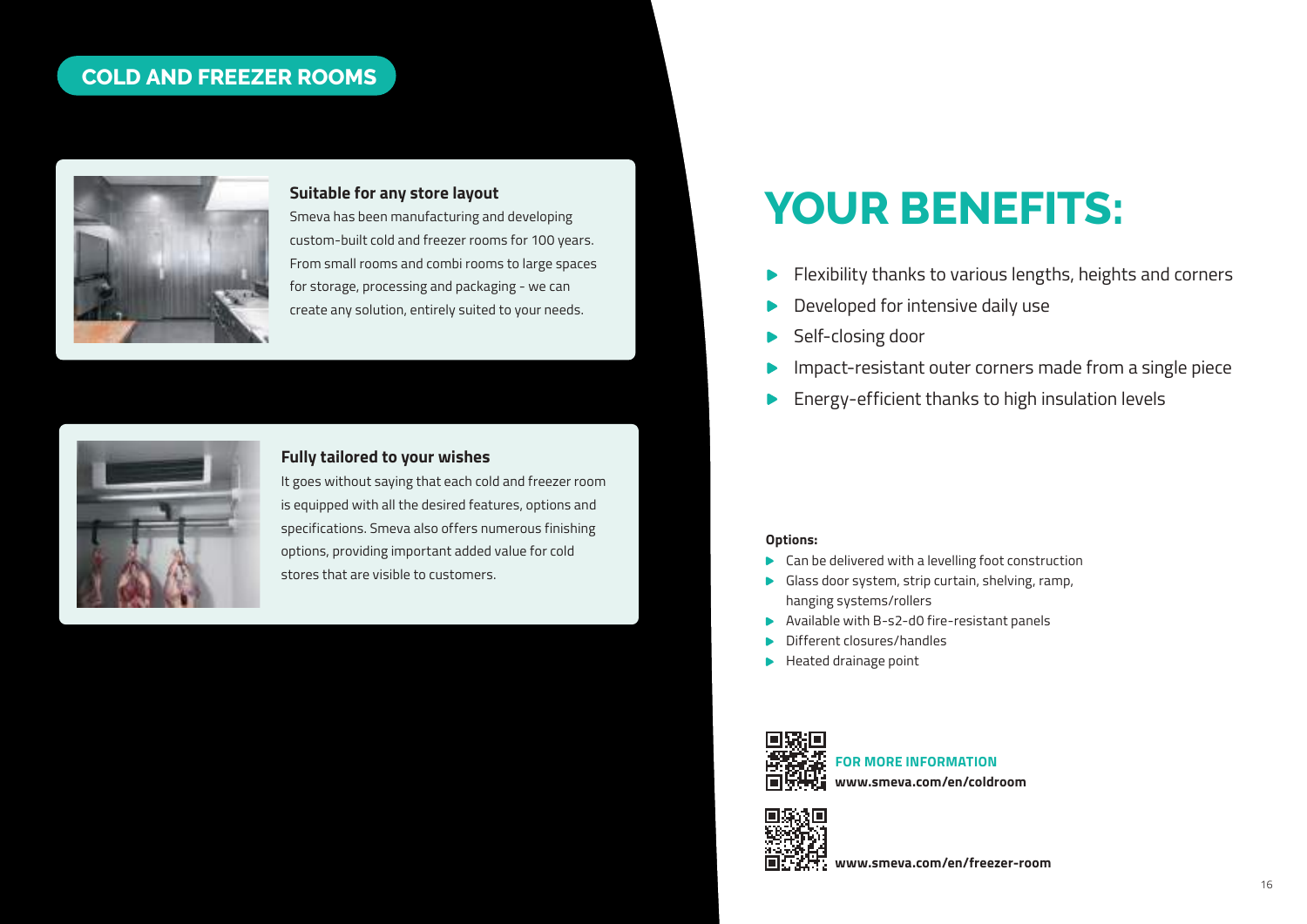# COLD AND FREEZER ROOMS

### Suitable for any store layout

Smeva has been manufacturing and developing custom-built cold and freezer rooms for 100 years. From small rooms and combi rooms to large spaces for storage, processing and packaging - we can create any solution, entirely suited to your needs.

### Fully tailored to your wishes

It goes without saying that each cold and freezer room is equipped with all the desired features, options and specifications. Smeva also offers numerous finishing options, providing important added value for cold stores that are visible to customers.

## YOUR BENEFITS:

- Flexibility thanks to various lengths, heights and corners
- Developed for intensive daily use
- Self-closing door
- Impact-resistant outer corners made from a single piece
- Energy-efficient thanks to high insulation levels

**Options:**

- Can be delivered with a levelling foot construction
- Glass door system, strip curtain, shelving, ramp, hanging systems/rollers
- Available with B-s2-d0 fire-resistant panels
- Different closures/handles
- Heated drainage point

**FOR MORE INFORMATION**
**www.smeva.com/en/coldroom**

**www.smeva.com/en/freezer-room**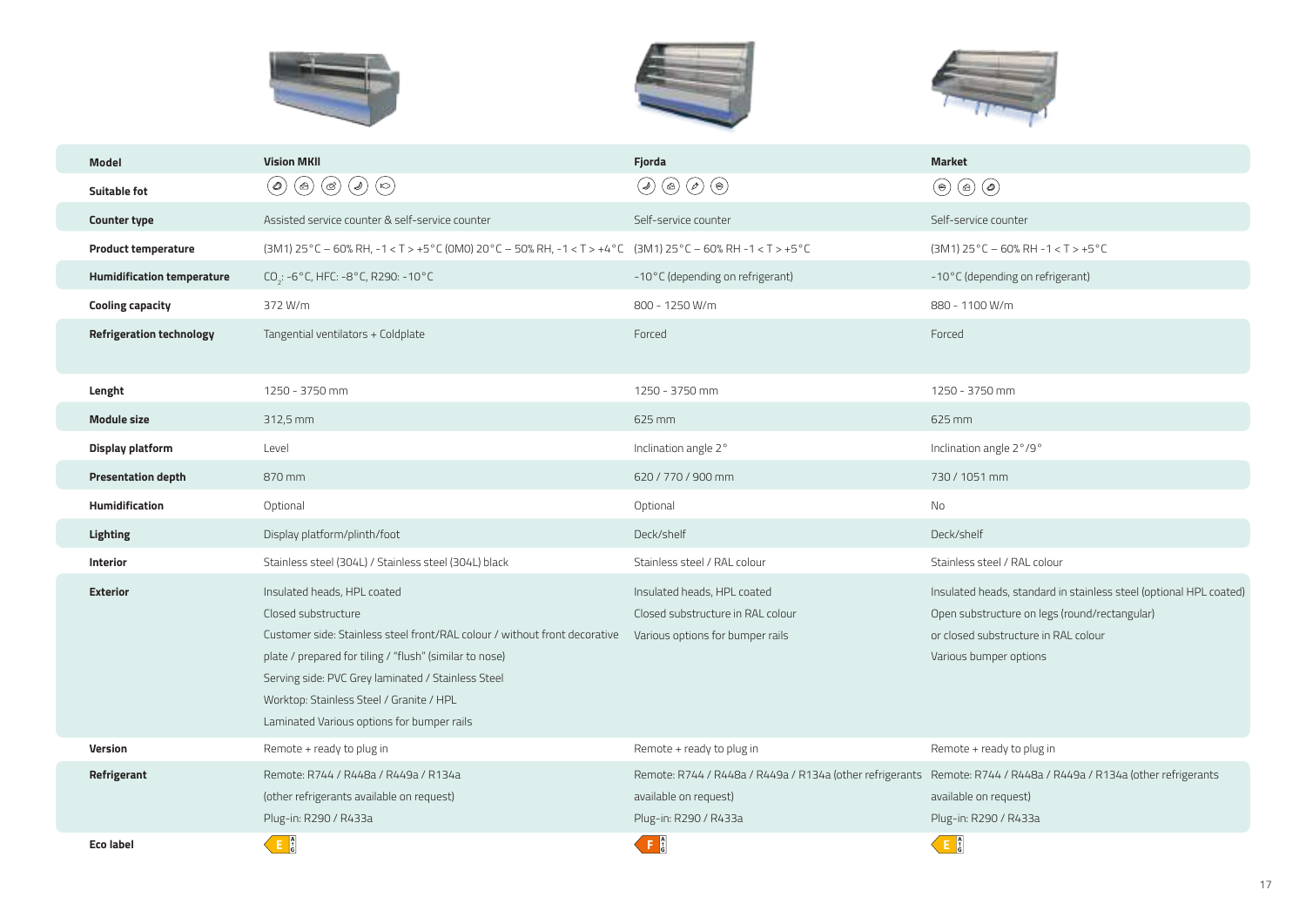| Model | Vision MKII | Fjorda | Market |
| --- | --- | --- | --- |
| Suitable fot | | | |
| Counter type | Assisted service counter & self-service counter | Self-service counter | Self-service counter |
| Product temperature | (3M1) 25°C – 60% RH, -1 < T > +5°C (0M0) 20°C – 50% RH, -1 < T > +4°C | (3M1) 25°C – 60% RH -1 < T > +5°C | (3M1) 25°C – 60% RH -1 < T > +5°C |
| Humidification temperature | $CO_2$: -6°C, HFC: -8°C, R290: -10°C | -10°C (depending on refrigerant) | -10°C (depending on refrigerant) |
| Cooling capacity | 372 W/m | 800 - 1250 W/m | 880 - 1100 W/m |
| Refrigeration technology | Tangential ventilators + Coldplate | Forced | Forced |
| Lenght | 1250 - 3750 mm | 1250 - 3750 mm | 1250 - 3750 mm |
| Module size | 312,5 mm | 625 mm | 625 mm |
| Display platform | Level | Inclination angle 2° | Inclination angle 2°/9° |
| Presentation depth | 870 mm | 620 / 770 / 900 mm | 730 / 1051 mm |
| Humidification | Optional | Optional | No |
| Lighting | Display platform/plinth/foot | Deck/shelf | Deck/shelf |
| Interior | Stainless steel (304L) / Stainless steel (304L) black | Stainless steel / RAL colour | Stainless steel / RAL colour |
| Exterior | Insulated heads, HPL coated<br>Closed substructure<br>Customer side: Stainless steel front/RAL colour / without front decorative plate / prepared for tiling / "flush" (similar to nose)<br>Serving side: PVC Grey laminated / Stainless Steel<br>Worktop: Stainless Steel / Granite / HPL<br>Laminated Various options for bumper rails | Insulated heads, HPL coated<br>Closed substructure in RAL colour<br>Various options for bumper rails | Insulated heads, standard in stainless steel (optional HPL coated)<br>Open substructure on legs (round/rectangular)<br>or closed substructure in RAL colour<br>Various bumper options |
| Version | Remote + ready to plug in | Remote + ready to plug in | Remote + ready to plug in |
| Refrigerant | Remote: R744 / R448a / R449a / R134a<br>(other refrigerants available on request)<br>Plug-in: R290 / R433a | Remote: R744 / R448a / R449a / R134a (other refrigerants available on request)<br>Plug-in: R290 / R433a | Remote: R744 / R448a / R449a / R134a (other refrigerants available on request)<br>Plug-in: R290 / R433a |
| Eco label | E | F | E |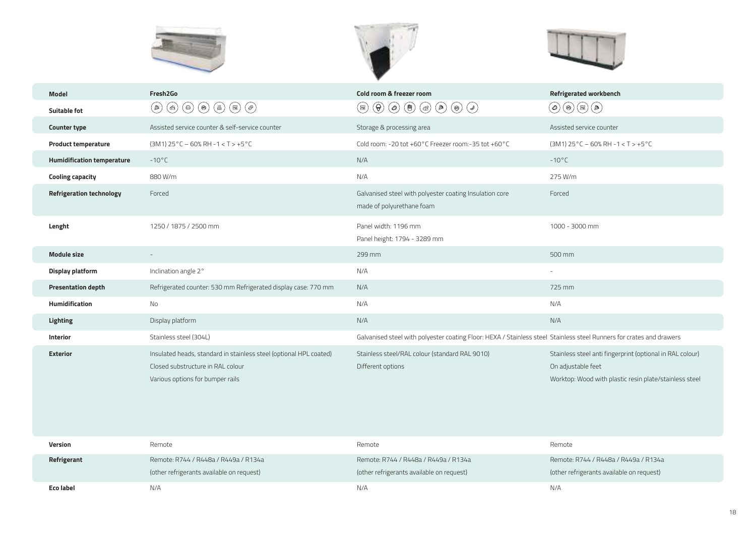| Model | Fresh2Go | Cold room & freezer room | Refrigerated workbench |
|---|---|---|---|
| Suitable fot | | | |
| Counter type | Assisted service counter & self-service counter | Storage & processing area | Assisted service counter |
| Product temperature | (3M1) 25°C – 60% RH -1 < T > +5°C | Cold room: -20 tot +60°C Freezer room:-35 tot +60°C | (3M1) 25°C – 60% RH -1 < T > +5°C |
| Humidification temperature | -10°C | N/A | -10°C |
| Cooling capacity | 880 W/m | N/A | 275 W/m |
| Refrigeration technology | Forced | Galvanised steel with polyester coating Insulation core made of polyurethane foam | Forced |
| Lenght | 1250 / 1875 / 2500 mm | Panel width: 1196 mm<br>Panel height: 1794 - 3289 mm | 1000 - 3000 mm |
| Module size | - | 299 mm | 500 mm |
| Display platform | Inclination angle 2° | N/A | - |
| Presentation depth | Refrigerated counter: 530 mm Refrigerated display case: 770 mm | N/A | 725 mm |
| Humidification | No | N/A | N/A |
| Lighting | Display platform | N/A | N/A |
| Interior | Stainless steel (304L) | Galvanised steel with polyester coating Floor: HEXA / Stainless steel | Stainless steel Runners for crates and drawers |
| Exterior | Insulated heads, standard in stainless steel (optional HPL coated)<br>Closed substructure in RAL colour<br>Various options for bumper rails | Stainless steel/RAL colour (standard RAL 9010)<br>Different options | Stainless steel anti fingerprint (optional in RAL colour)<br>On adjustable feet<br>Worktop: Wood with plastic resin plate/stainless steel |
| Version | Remote | Remote | Remote |
| Refrigerant | Remote: R744 / R448a / R449a / R134a<br>(other refrigerants available on request) | Remote: R744 / R448a / R449a / R134a<br>(other refrigerants available on request) | Remote: R744 / R448a / R449a / R134a<br>(other refrigerants available on request) |
| Eco label | N/A | N/A | N/A |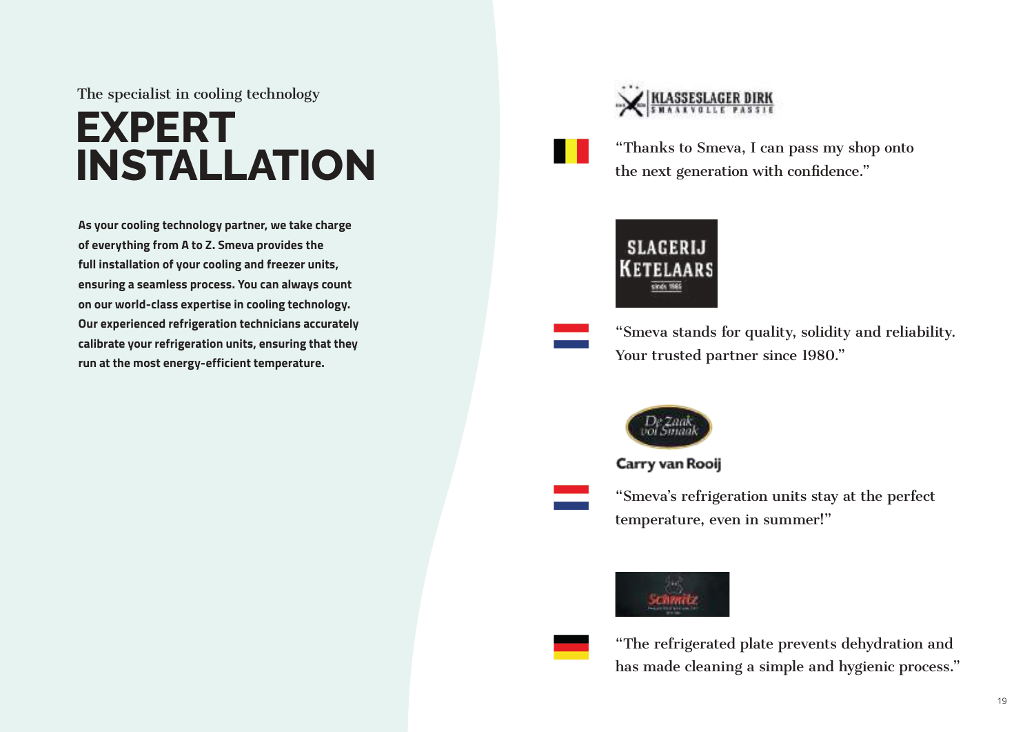The specialist in cooling technology

# EXPERT INSTALLATION

**As your cooling technology partner, we take charge of everything from A to Z. Smeva provides the full installation of your cooling and freezer units, ensuring a seamless process. You can always count on our world-class expertise in cooling technology. Our experienced refrigeration technicians accurately calibrate your refrigeration units, ensuring that they run at the most energy-efficient temperature.**

KLASSESLAGER DIRK
SMAAKVOLLE PASSIE

“Thanks to Smeva, I can pass my shop onto the next generation with confidence.”

SLAGERIJ KETELAARS
sinds 1985

“Smeva stands for quality, solidity and reliability. Your trusted partner since 1980.”

De Zaak vol Smaak
Carry van Rooij

“Smeva’s refrigeration units stay at the perfect temperature, even in summer!”

Schmitz

“The refrigerated plate prevents dehydration and has made cleaning a simple and hygienic process.”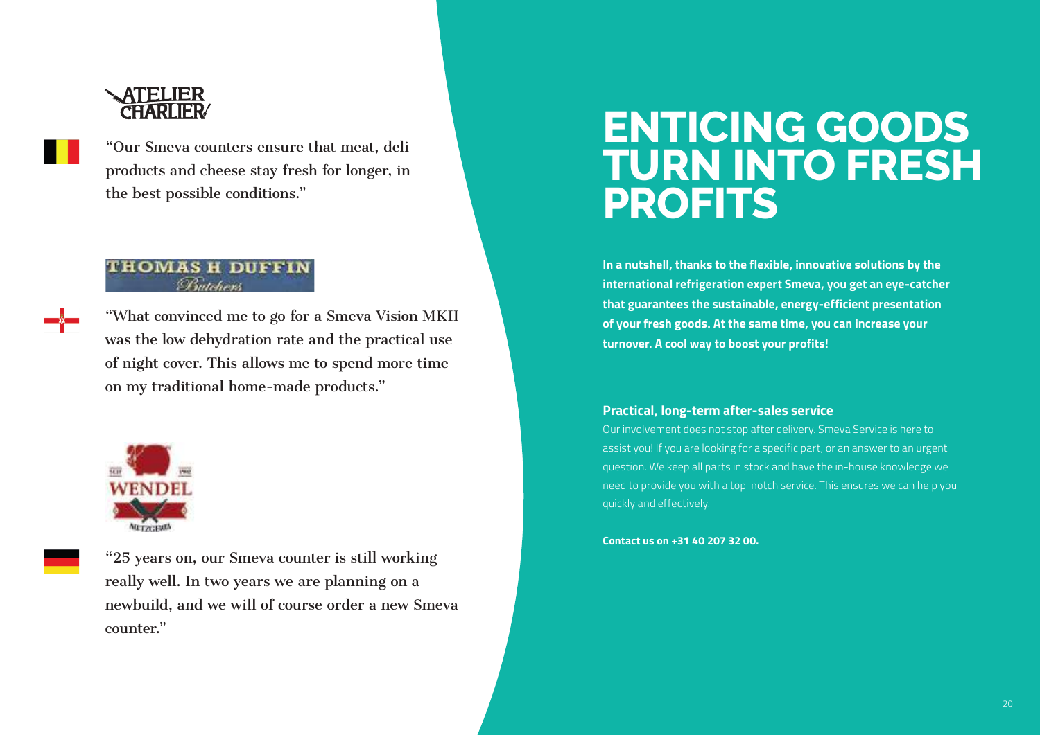ATELIER CHARLIER

"Our Smeva counters ensure that meat, deli products and cheese stay fresh for longer, in the best possible conditions."

THOMAS H DUFFIN Butchers

"What convinced me to go for a Smeva Vision MKII was the low dehydration rate and the practical use of night cover. This allows me to spend more time on my traditional home-made products."

WENDEL METZGEREI

"25 years on, our Smeva counter is still working really well. In two years we are planning on a newbuild, and we will of course order a new Smeva counter."

# ENTICING GOODS TURN INTO FRESH PROFITS

**In a nutshell, thanks to the flexible, innovative solutions by the international refrigeration expert Smeva, you get an eye-catcher that guarantees the sustainable, energy-efficient presentation of your fresh goods. At the same time, you can increase your turnover. A cool way to boost your profits!**

### Practical, long-term after-sales service

Our involvement does not stop after delivery. Smeva Service is here to assist you! If you are looking for a specific part, or an answer to an urgent question. We keep all parts in stock and have the in-house knowledge we need to provide you with a top-notch service. This ensures we can help you quickly and effectively.

**Contact us on +31 40 207 32 00.**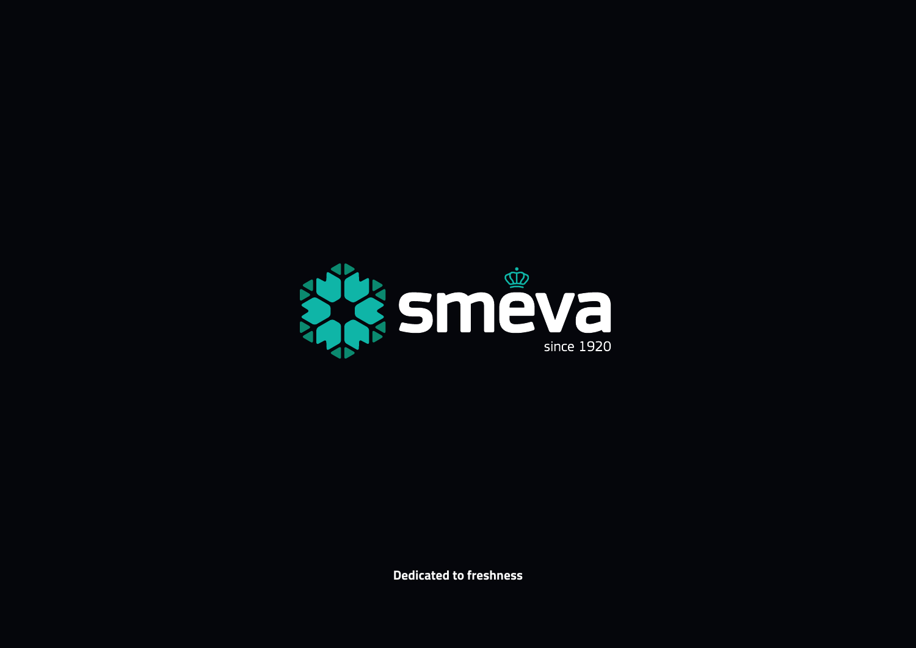smeva

since 1920

**Dedicated to freshness**